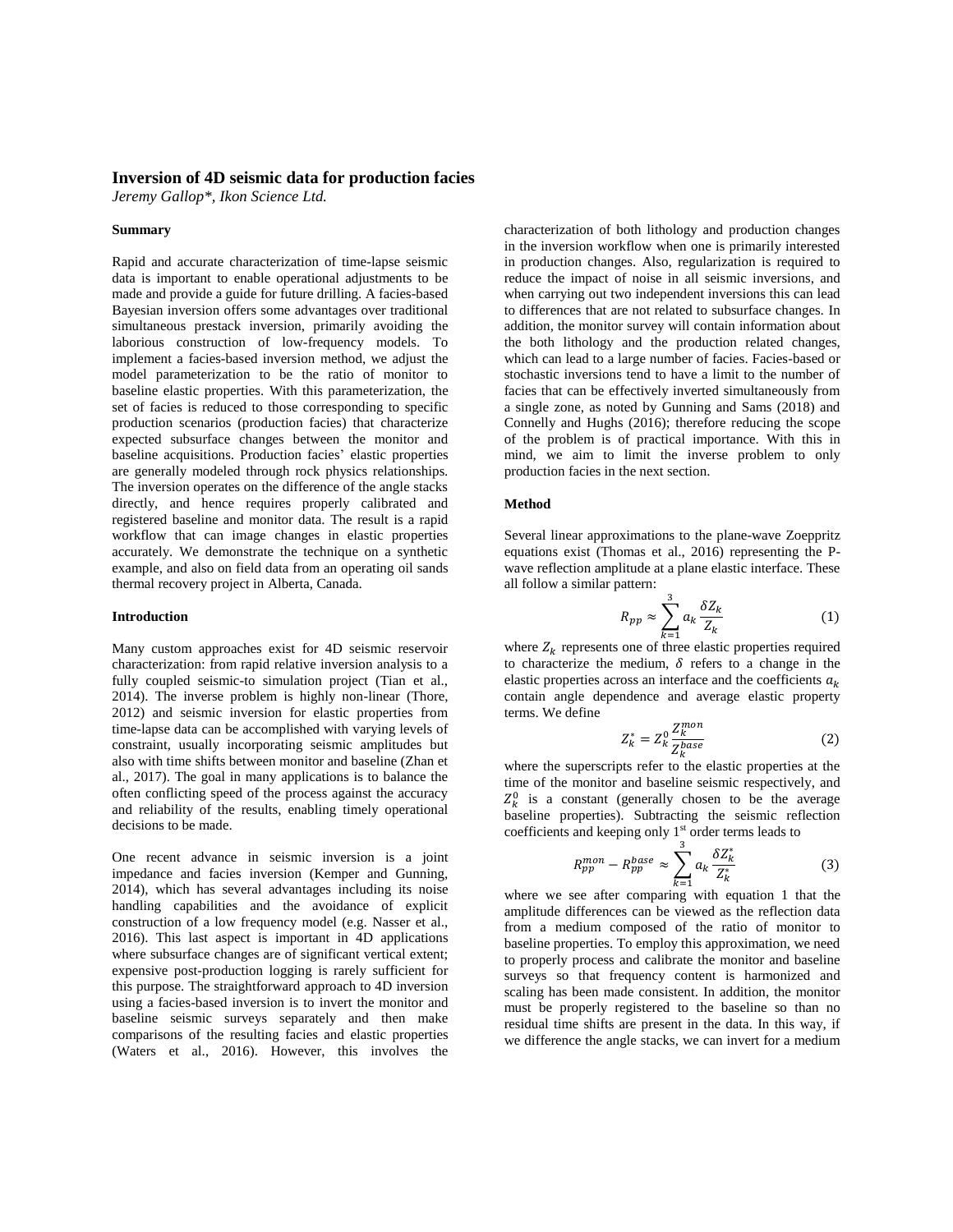# Inversion of 4D seismic data for production facies

*Jeremy Gallop\*, Ikon Science Ltd.*

## Summary

Rapid and accurate characterization of time-lapse seismic data is important to enable operational adjustments to be made and provide a guide for future drilling. A facies-based Bayesian inversion offers some advantages over traditional simultaneous prestack inversion, primarily avoiding the laborious construction of low-frequency models. To implement a facies-based inversion method, we adjust the model parameterization to be the ratio of monitor to baseline elastic properties. With this parameterization, the set of facies is reduced to those corresponding to specific production scenarios (production facies) that characterize expected subsurface changes between the monitor and baseline acquisitions. Production facies' elastic properties are generally modeled through rock physics relationships. The inversion operates on the difference of the angle stacks directly, and hence requires properly calibrated and registered baseline and monitor data. The result is a rapid workflow that can image changes in elastic properties accurately. We demonstrate the technique on a synthetic example, and also on field data from an operating oil sands thermal recovery project in Alberta, Canada.

## Introduction

Many custom approaches exist for 4D seismic reservoir characterization: from rapid relative inversion analysis to a fully coupled seismic-to simulation project (Tian et al., 2014). The inverse problem is highly non-linear (Thore, 2012) and seismic inversion for elastic properties from time-lapse data can be accomplished with varying levels of constraint, usually incorporating seismic amplitudes but also with time shifts between monitor and baseline (Zhan et al., 2017). The goal in many applications is to balance the often conflicting speed of the process against the accuracy and reliability of the results, enabling timely operational decisions to be made.

One recent advance in seismic inversion is a joint impedance and facies inversion (Kemper and Gunning, 2014), which has several advantages including its noise handling capabilities and the avoidance of explicit construction of a low frequency model (e.g. Nasser et al., 2016). This last aspect is important in 4D applications where subsurface changes are of significant vertical extent; expensive post-production logging is rarely sufficient for this purpose. The straightforward approach to 4D inversion using a facies-based inversion is to invert the monitor and baseline seismic surveys separately and then make comparisons of the resulting facies and elastic properties (Waters et al., 2016). However, this involves the characterization of both lithology and production changes in the inversion workflow when one is primarily interested in production changes. Also, regularization is required to reduce the impact of noise in all seismic inversions, and when carrying out two independent inversions this can lead to differences that are not related to subsurface changes. In addition, the monitor survey will contain information about the both lithology and the production related changes, which can lead to a large number of facies. Facies-based or stochastic inversions tend to have a limit to the number of facies that can be effectively inverted simultaneously from a single zone, as noted by Gunning and Sams (2018) and Connelly and Hughs (2016); therefore reducing the scope of the problem is of practical importance. With this in mind, we aim to limit the inverse problem to only production facies in the next section.

## Method

Several linear approximations to the plane-wave Zoeppritz equations exist (Thomas et al., 2016) representing the P-wave reflection amplitude at a plane elastic interface. These all follow a similar pattern:

$$R_{pp} \approx \sum_{k=1}^{3} a_k \frac{\delta Z_k}{Z_k} \tag{1}$$

where $Z_k$ represents one of three elastic properties required to characterize the medium, $\delta$ refers to a change in the elastic properties across an interface and the coefficients $a_k$ contain angle dependence and average elastic property terms. We define

$$Z_k^* = Z_k^0 \frac{Z_k^{mon}}{Z_k^{base}} \tag{2}$$

where the superscripts refer to the elastic properties at the time of the monitor and baseline seismic respectively, and $Z_k^0$ is a constant (generally chosen to be the average baseline properties). Subtracting the seismic reflection coefficients and keeping only 1st order terms leads to

$$R_{pp}^{mon} - R_{pp}^{base} \approx \sum_{k=1}^{3} a_k \frac{\delta Z_k^*}{Z_k^*} \tag{3}$$

where we see after comparing with equation 1 that the amplitude differences can be viewed as the reflection data from a medium composed of the ratio of monitor to baseline properties. To employ this approximation, we need to properly process and calibrate the monitor and baseline surveys so that frequency content is harmonized and scaling has been made consistent. In addition, the monitor must be properly registered to the baseline so than no residual time shifts are present in the data. In this way, if we difference the angle stacks, we can invert for a medium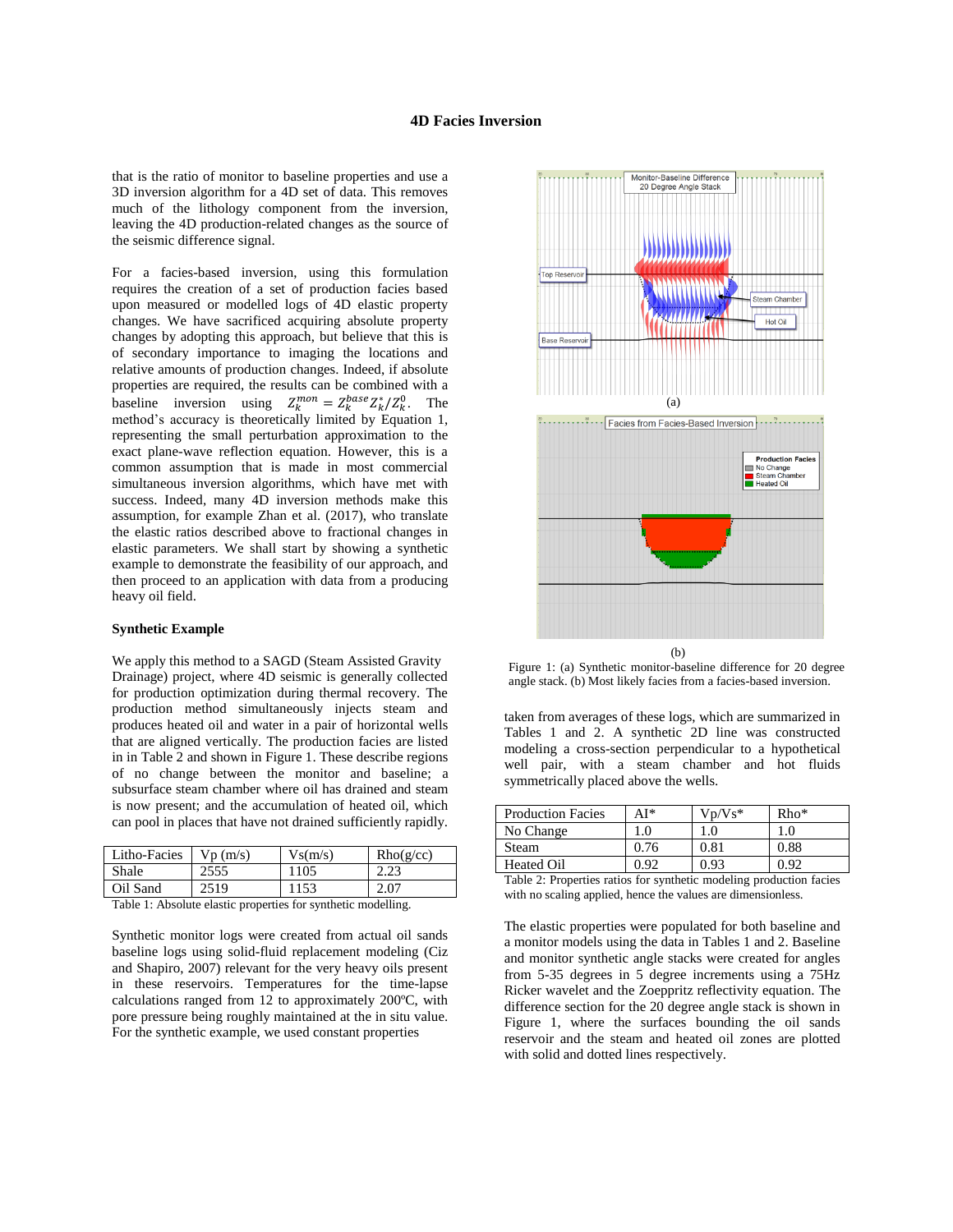# 4D Facies Inversion

that is the ratio of monitor to baseline properties and use a 3D inversion algorithm for a 4D set of data. This removes much of the lithology component from the inversion, leaving the 4D production-related changes as the source of the seismic difference signal.

For a facies-based inversion, using this formulation requires the creation of a set of production facies based upon measured or modelled logs of 4D elastic property changes. We have sacrificed acquiring absolute property changes by adopting this approach, but believe that this is of secondary importance to imaging the locations and relative amounts of production changes. Indeed, if absolute properties are required, the results can be combined with a baseline inversion using $Z_k^{mon} = Z_k^{base} Z_k^* / Z_k^0$. The method's accuracy is theoretically limited by Equation 1, representing the small perturbation approximation to the exact plane-wave reflection equation. However, this is a common assumption that is made in most commercial simultaneous inversion algorithms, which have met with success. Indeed, many 4D inversion methods make this assumption, for example Zhan et al. (2017), who translate the elastic ratios described above to fractional changes in elastic parameters. We shall start by showing a synthetic example to demonstrate the feasibility of our approach, and then proceed to an application with data from a producing heavy oil field.

## Synthetic Example

We apply this method to a SAGD (Steam Assisted Gravity Drainage) project, where 4D seismic is generally collected for production optimization during thermal recovery. The production method simultaneously injects steam and produces heated oil and water in a pair of horizontal wells that are aligned vertically. The production facies are listed in in Table 2 and shown in Figure 1. These describe regions of no change between the monitor and baseline; a subsurface steam chamber where oil has drained and steam is now present; and the accumulation of heated oil, which can pool in places that have not drained sufficiently rapidly.

| Litho-Facies | Vp (m/s) | Vs(m/s) | Rho(g/cc) |
|---|---|---|---|
| Shale | 2555 | 1105 | 2.23 |
| Oil Sand | 2519 | 1153 | 2.07 |

Table 1: Absolute elastic properties for synthetic modelling.

Synthetic monitor logs were created from actual oil sands baseline logs using solid-fluid replacement modeling (Ciz and Shapiro, 2007) relevant for the very heavy oils present in these reservoirs. Temperatures for the time-lapse calculations ranged from 12 to approximately 200ºC, with pore pressure being roughly maintained at the in situ value. For the synthetic example, we used constant properties taken from averages of these logs, which are summarized in Tables 1 and 2. A synthetic 2D line was constructed modeling a cross-section perpendicular to a hypothetical well pair, with a steam chamber and hot fluids symmetrically placed above the wells.

Figure 1: (a) Synthetic monitor-baseline difference for 20 degree angle stack. (b) Most likely facies from a facies-based inversion.

| Production Facies | AI* | Vp/Vs* | Rho* |
|---|---|---|---|
| No Change | 1.0 | 1.0 | 1.0 |
| Steam | 0.76 | 0.81 | 0.88 |
| Heated Oil | 0.92 | 0.93 | 0.92 |

Table 2: Properties ratios for synthetic modeling production facies with no scaling applied, hence the values are dimensionless.

The elastic properties were populated for both baseline and a monitor models using the data in Tables 1 and 2. Baseline and monitor synthetic angle stacks were created for angles from 5-35 degrees in 5 degree increments using a 75Hz Ricker wavelet and the Zoeppritz reflectivity equation. The difference section for the 20 degree angle stack is shown in Figure 1, where the surfaces bounding the oil sands reservoir and the steam and heated oil zones are plotted with solid and dotted lines respectively.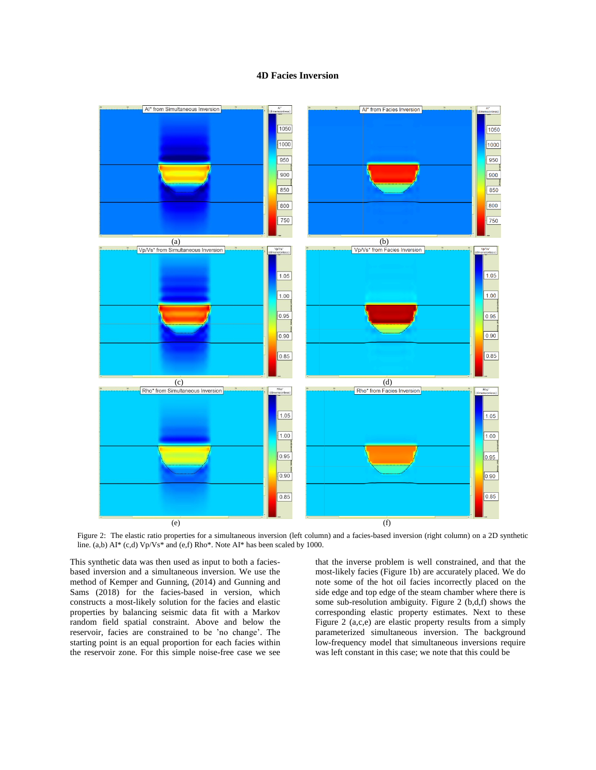# 4D Facies Inversion

Figure 2: The elastic ratio properties for a simultaneous inversion (left column) and a facies-based inversion (right column) on a 2D synthetic line. (a,b) AI* (c,d) Vp/Vs* and (e,f) Rho*. Note AI* has been scaled by 1000.

This synthetic data was then used as input to both a facies-based inversion and a simultaneous inversion. We use the method of Kemper and Gunning, (2014) and Gunning and Sams (2018) for the facies-based in version, which constructs a most-likely solution for the facies and elastic properties by balancing seismic data fit with a Markov random field spatial constraint. Above and below the reservoir, facies are constrained to be 'no change'. The starting point is an equal proportion for each facies within the reservoir zone. For this simple noise-free case we see that the inverse problem is well constrained, and that the most-likely facies (Figure 1b) are accurately placed. We do note some of the hot oil facies incorrectly placed on the side edge and top edge of the steam chamber where there is some sub-resolution ambiguity. Figure 2 (b,d,f) shows the corresponding elastic property estimates. Next to these Figure 2 (a,c,e) are elastic property results from a simply parameterized simultaneous inversion. The background low-frequency model that simultaneous inversions require was left constant in this case; we note that this could be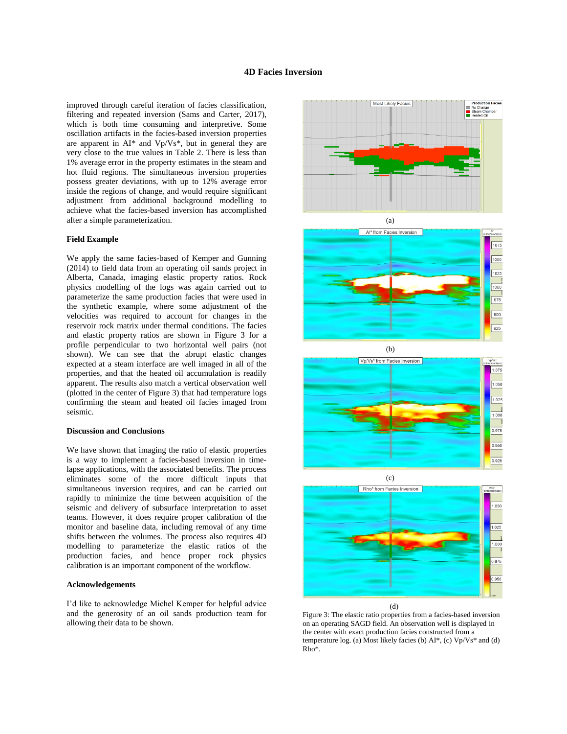improved through careful iteration of facies classification, filtering and repeated inversion (Sams and Carter, 2017), which is both time consuming and interpretive. Some oscillation artifacts in the facies-based inversion properties are apparent in AI* and Vp/Vs*, but in general they are very close to the true values in Table 2. There is less than 1% average error in the property estimates in the steam and hot fluid regions. The simultaneous inversion properties possess greater deviations, with up to 12% average error inside the regions of change, and would require significant adjustment from additional background modelling to achieve what the facies-based inversion has accomplished after a simple parameterization.

## Field Example

We apply the same facies-based of Kemper and Gunning (2014) to field data from an operating oil sands project in Alberta, Canada, imaging elastic property ratios. Rock physics modelling of the logs was again carried out to parameterize the same production facies that were used in the synthetic example, where some adjustment of the velocities was required to account for changes in the reservoir rock matrix under thermal conditions. The facies and elastic property ratios are shown in Figure 3 for a profile perpendicular to two horizontal well pairs (not shown). We can see that the abrupt elastic changes expected at a steam interface are well imaged in all of the properties, and that the heated oil accumulation is readily apparent. The results also match a vertical observation well (plotted in the center of Figure 3) that had temperature logs confirming the steam and heated oil facies imaged from seismic.

## Discussion and Conclusions

We have shown that imaging the ratio of elastic properties is a way to implement a facies-based inversion in time-lapse applications, with the associated benefits. The process eliminates some of the more difficult inputs that simultaneous inversion requires, and can be carried out rapidly to minimize the time between acquisition of the seismic and delivery of subsurface interpretation to asset teams. However, it does require proper calibration of the monitor and baseline data, including removal of any time shifts between the volumes. The process also requires 4D modelling to parameterize the elastic ratios of the production facies, and hence proper rock physics calibration is an important component of the workflow.

## Acknowledgements

I'd like to acknowledge Michel Kemper for helpful advice and the generosity of an oil sands production team for allowing their data to be shown.

Most Likely Facies

Production Facies
No Change
Steam Chamber
Heated Oil

(a)

AI* from Facies Inversion

1075
1050
1025
1000
975
950
925

(b)

Vp/Vs* from Facies Inversion

1.075
1.050
1.025
1.000
0.975
0.950
0.925

(c)

Rho* from Facies Inversion

1.050
1.025
1.000
0.975
0.950

(d)

Figure 3: The elastic ratio properties from a facies-based inversion on an operating SAGD field. An observation well is displayed in the center with exact production facies constructed from a temperature log. (a) Most likely facies (b) AI*, (c) Vp/Vs* and (d) Rho*.